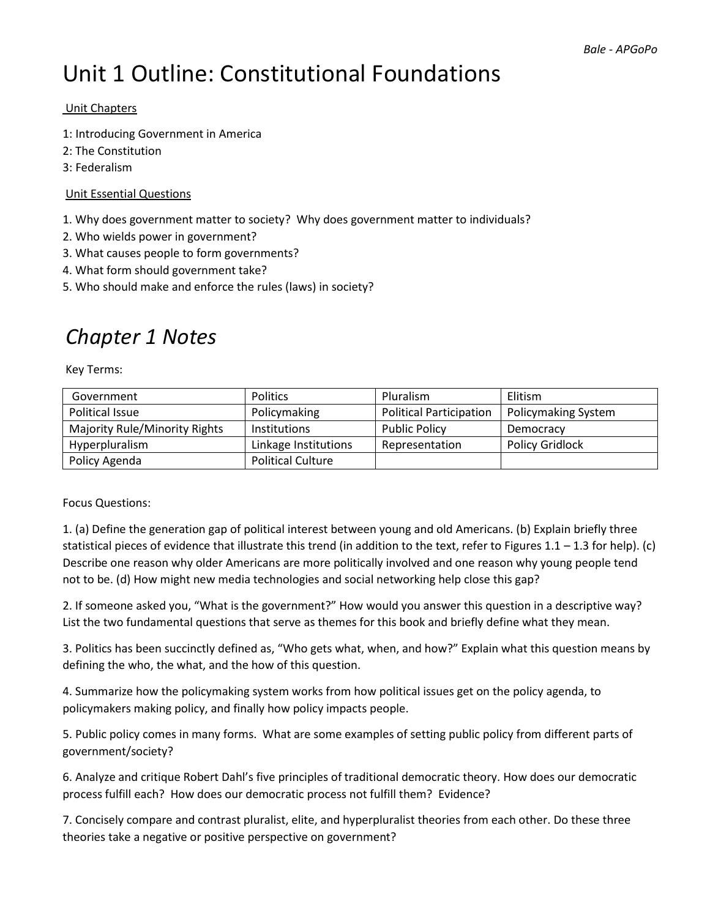# Unit 1 Outline: Constitutional Foundations

Unit Chapters

1: Introducing Government in America
2: The Constitution
3: Federalism

Unit Essential Questions

1. Why does government matter to society? Why does government matter to individuals?
2. Who wields power in government?
3. What causes people to form governments?
4. What form should government take?
5. Who should make and enforce the rules (laws) in society?

## *Chapter 1 Notes*

Key Terms:

| Government | Politics | Pluralism | Elitism |
|---|---|---|---|
| Political Issue | Policymaking | Political Participation | Policymaking System |
| Majority Rule/Minority Rights | Institutions | Public Policy | Democracy |
| Hyperpluralism | Linkage Institutions | Representation | Policy Gridlock |
| Policy Agenda | Political Culture | | |

Focus Questions:

1. (a) Define the generation gap of political interest between young and old Americans. (b) Explain briefly three statistical pieces of evidence that illustrate this trend (in addition to the text, refer to Figures 1.1 – 1.3 for help). (c) Describe one reason why older Americans are more politically involved and one reason why young people tend not to be. (d) How might new media technologies and social networking help close this gap?

2. If someone asked you, "What is the government?" How would you answer this question in a descriptive way? List the two fundamental questions that serve as themes for this book and briefly define what they mean.

3. Politics has been succinctly defined as, "Who gets what, when, and how?" Explain what this question means by defining the who, the what, and the how of this question.

4. Summarize how the policymaking system works from how political issues get on the policy agenda, to policymakers making policy, and finally how policy impacts people.

5. Public policy comes in many forms. What are some examples of setting public policy from different parts of government/society?

6. Analyze and critique Robert Dahl's five principles of traditional democratic theory. How does our democratic process fulfill each? How does our democratic process not fulfill them? Evidence?

7. Concisely compare and contrast pluralist, elite, and hyperpluralist theories from each other. Do these three theories take a negative or positive perspective on government?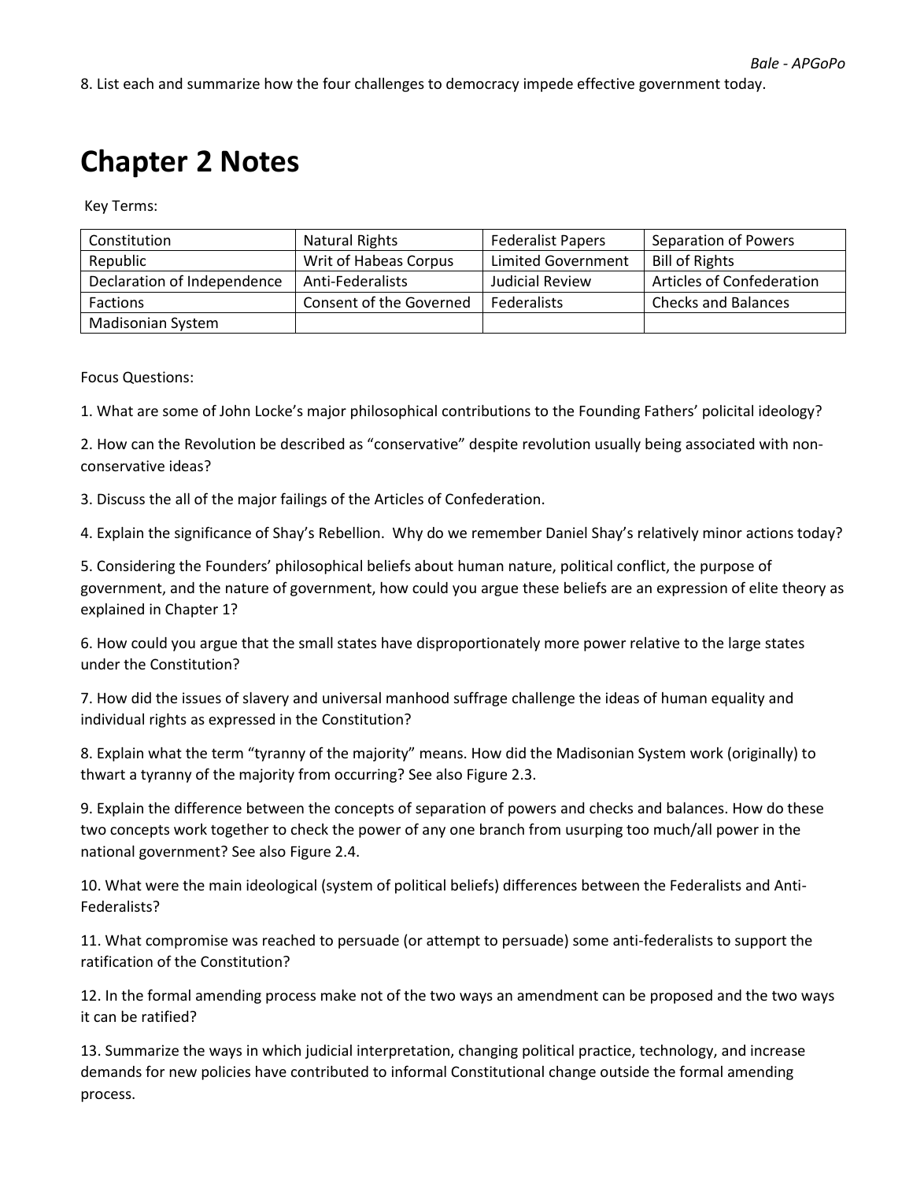8. List each and summarize how the four challenges to democracy impede effective government today.

# Chapter 2 Notes

Key Terms:

| Constitution | Natural Rights | Federalist Papers | Separation of Powers |
|---|---|---|---|
| Republic | Writ of Habeas Corpus | Limited Government | Bill of Rights |
| Declaration of Independence | Anti-Federalists | Judicial Review | Articles of Confederation |
| Factions | Consent of the Governed | Federalists | Checks and Balances |
| Madisonian System | | | |

Focus Questions:

1. What are some of John Locke's major philosophical contributions to the Founding Fathers' policital ideology?

2. How can the Revolution be described as "conservative" despite revolution usually being associated with non-conservative ideas?

3. Discuss the all of the major failings of the Articles of Confederation.

4. Explain the significance of Shay's Rebellion. Why do we remember Daniel Shay's relatively minor actions today?

5. Considering the Founders' philosophical beliefs about human nature, political conflict, the purpose of government, and the nature of government, how could you argue these beliefs are an expression of elite theory as explained in Chapter 1?

6. How could you argue that the small states have disproportionately more power relative to the large states under the Constitution?

7. How did the issues of slavery and universal manhood suffrage challenge the ideas of human equality and individual rights as expressed in the Constitution?

8. Explain what the term "tyranny of the majority" means. How did the Madisonian System work (originally) to thwart a tyranny of the majority from occurring? See also Figure 2.3.

9. Explain the difference between the concepts of separation of powers and checks and balances. How do these two concepts work together to check the power of any one branch from usurping too much/all power in the national government? See also Figure 2.4.

10. What were the main ideological (system of political beliefs) differences between the Federalists and Anti-Federalists?

11. What compromise was reached to persuade (or attempt to persuade) some anti-federalists to support the ratification of the Constitution?

12. In the formal amending process make not of the two ways an amendment can be proposed and the two ways it can be ratified?

13. Summarize the ways in which judicial interpretation, changing political practice, technology, and increase demands for new policies have contributed to informal Constitutional change outside the formal amending process.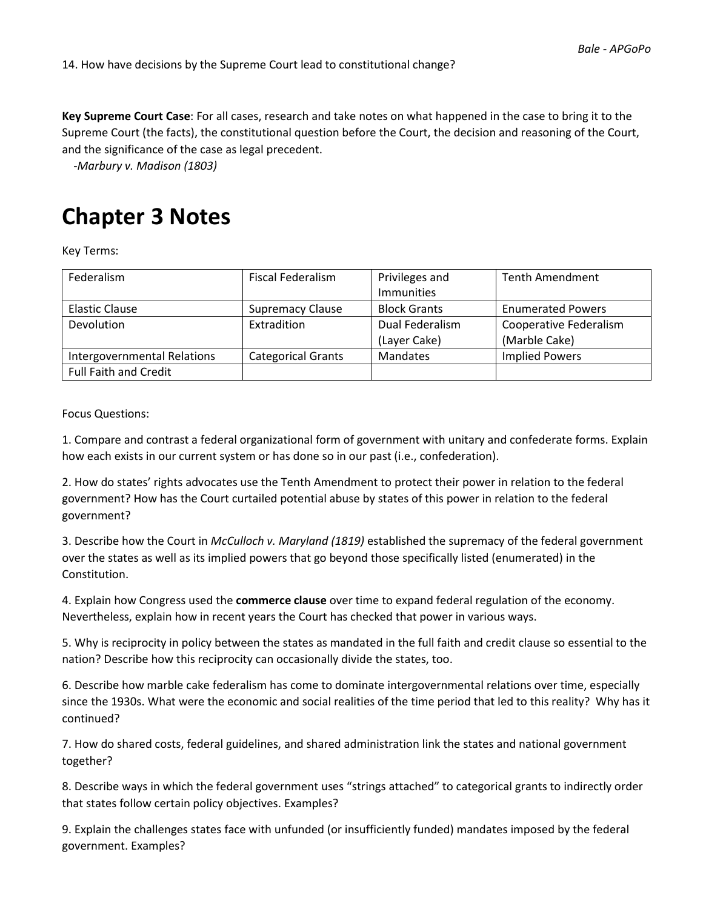14. How have decisions by the Supreme Court lead to constitutional change?

**Key Supreme Court Case**: For all cases, research and take notes on what happened in the case to bring it to the Supreme Court (the facts), the constitutional question before the Court, the decision and reasoning of the Court, and the significance of the case as legal precedent.

-*Marbury v. Madison (1803)*

# Chapter 3 Notes

Key Terms:

| Federalism | Fiscal Federalism | Privileges and Immunities | Tenth Amendment |
|---|---|---|---|
| Elastic Clause | Supremacy Clause | Block Grants | Enumerated Powers |
| Devolution | Extradition | Dual Federalism (Layer Cake) | Cooperative Federalism (Marble Cake) |
| Intergovernmental Relations | Categorical Grants | Mandates | Implied Powers |
| Full Faith and Credit | | | |

Focus Questions:

1. Compare and contrast a federal organizational form of government with unitary and confederate forms. Explain how each exists in our current system or has done so in our past (i.e., confederation).

2. How do states' rights advocates use the Tenth Amendment to protect their power in relation to the federal government? How has the Court curtailed potential abuse by states of this power in relation to the federal government?

3. Describe how the Court in *McCulloch v. Maryland (1819)* established the supremacy of the federal government over the states as well as its implied powers that go beyond those specifically listed (enumerated) in the Constitution.

4. Explain how Congress used the **commerce clause** over time to expand federal regulation of the economy. Nevertheless, explain how in recent years the Court has checked that power in various ways.

5. Why is reciprocity in policy between the states as mandated in the full faith and credit clause so essential to the nation? Describe how this reciprocity can occasionally divide the states, too.

6. Describe how marble cake federalism has come to dominate intergovernmental relations over time, especially since the 1930s. What were the economic and social realities of the time period that led to this reality? Why has it continued?

7. How do shared costs, federal guidelines, and shared administration link the states and national government together?

8. Describe ways in which the federal government uses "strings attached" to categorical grants to indirectly order that states follow certain policy objectives. Examples?

9. Explain the challenges states face with unfunded (or insufficiently funded) mandates imposed by the federal government. Examples?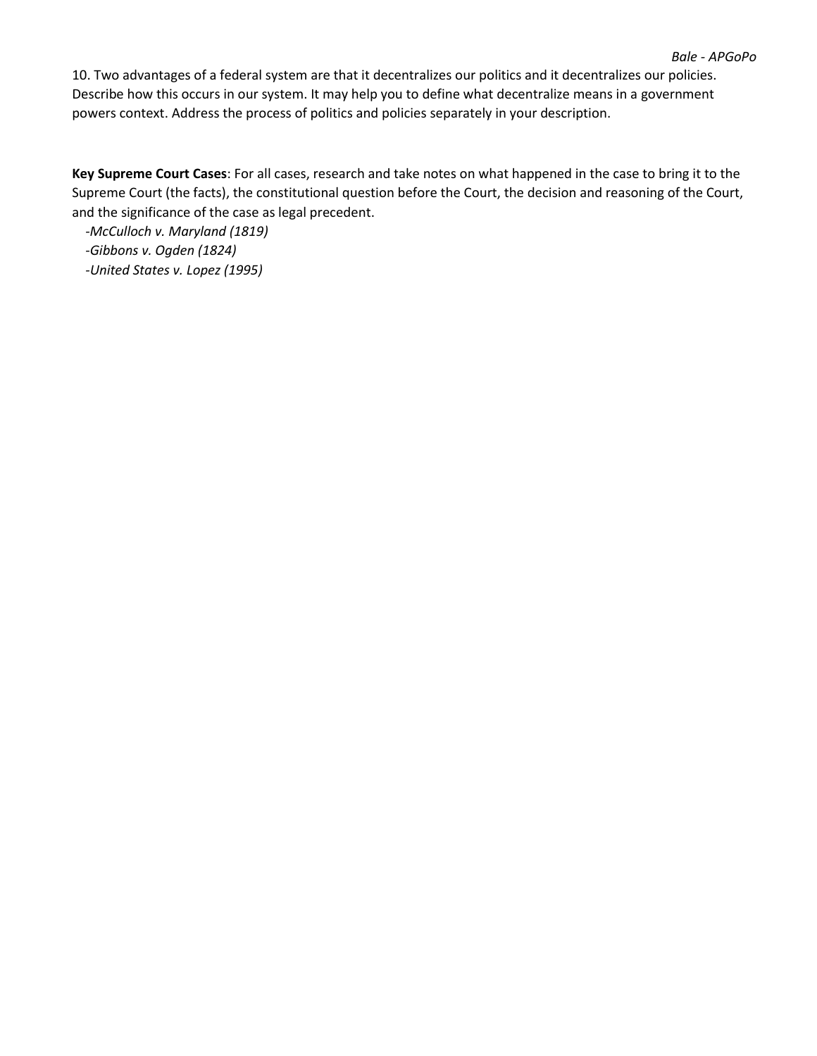10. Two advantages of a federal system are that it decentralizes our politics and it decentralizes our policies. Describe how this occurs in our system. It may help you to define what decentralize means in a government powers context. Address the process of politics and policies separately in your description.

**Key Supreme Court Cases**: For all cases, research and take notes on what happened in the case to bring it to the Supreme Court (the facts), the constitutional question before the Court, the decision and reasoning of the Court, and the significance of the case as legal precedent.

-*McCulloch v. Maryland (1819)*

-*Gibbons v. Ogden (1824)*

-*United States v. Lopez (1995)*